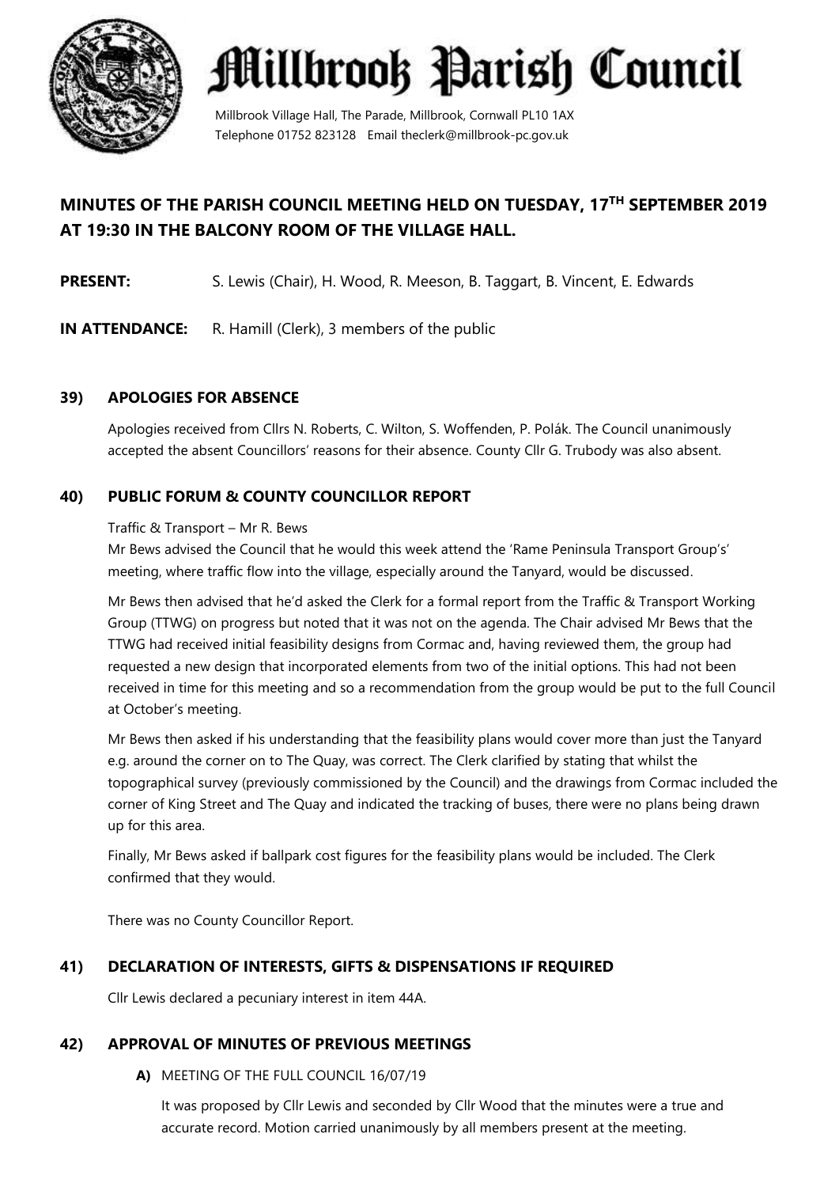# Millbrook Parish Council

Millbrook Village Hall, The Parade, Millbrook, Cornwall PL10 1AX
Telephone 01752 823128 Email theclerk@millbrook-pc.gov.uk

## MINUTES OF THE PARISH COUNCIL MEETING HELD ON TUESDAY, 17TH SEPTEMBER 2019 AT 19:30 IN THE BALCONY ROOM OF THE VILLAGE HALL.

**PRESENT:** S. Lewis (Chair), H. Wood, R. Meeson, B. Taggart, B. Vincent, E. Edwards

**IN ATTENDANCE:** R. Hamill (Clerk), 3 members of the public

### 39) APOLOGIES FOR ABSENCE

Apologies received from Cllrs N. Roberts, C. Wilton, S. Woffenden, P. Polák. The Council unanimously accepted the absent Councillors' reasons for their absence. County Cllr G. Trubody was also absent.

### 40) PUBLIC FORUM & COUNTY COUNCILLOR REPORT

Traffic & Transport – Mr R. Bews

Mr Bews advised the Council that he would this week attend the 'Rame Peninsula Transport Group's' meeting, where traffic flow into the village, especially around the Tanyard, would be discussed.

Mr Bews then advised that he'd asked the Clerk for a formal report from the Traffic & Transport Working Group (TTWG) on progress but noted that it was not on the agenda. The Chair advised Mr Bews that the TTWG had received initial feasibility designs from Cormac and, having reviewed them, the group had requested a new design that incorporated elements from two of the initial options. This had not been received in time for this meeting and so a recommendation from the group would be put to the full Council at October's meeting.

Mr Bews then asked if his understanding that the feasibility plans would cover more than just the Tanyard e.g. around the corner on to The Quay, was correct. The Clerk clarified by stating that whilst the topographical survey (previously commissioned by the Council) and the drawings from Cormac included the corner of King Street and The Quay and indicated the tracking of buses, there were no plans being drawn up for this area.

Finally, Mr Bews asked if ballpark cost figures for the feasibility plans would be included. The Clerk confirmed that they would.

There was no County Councillor Report.

### 41) DECLARATION OF INTERESTS, GIFTS & DISPENSATIONS IF REQUIRED

Cllr Lewis declared a pecuniary interest in item 44A.

### 42) APPROVAL OF MINUTES OF PREVIOUS MEETINGS

**A)** MEETING OF THE FULL COUNCIL 16/07/19

It was proposed by Cllr Lewis and seconded by Cllr Wood that the minutes were a true and accurate record. Motion carried unanimously by all members present at the meeting.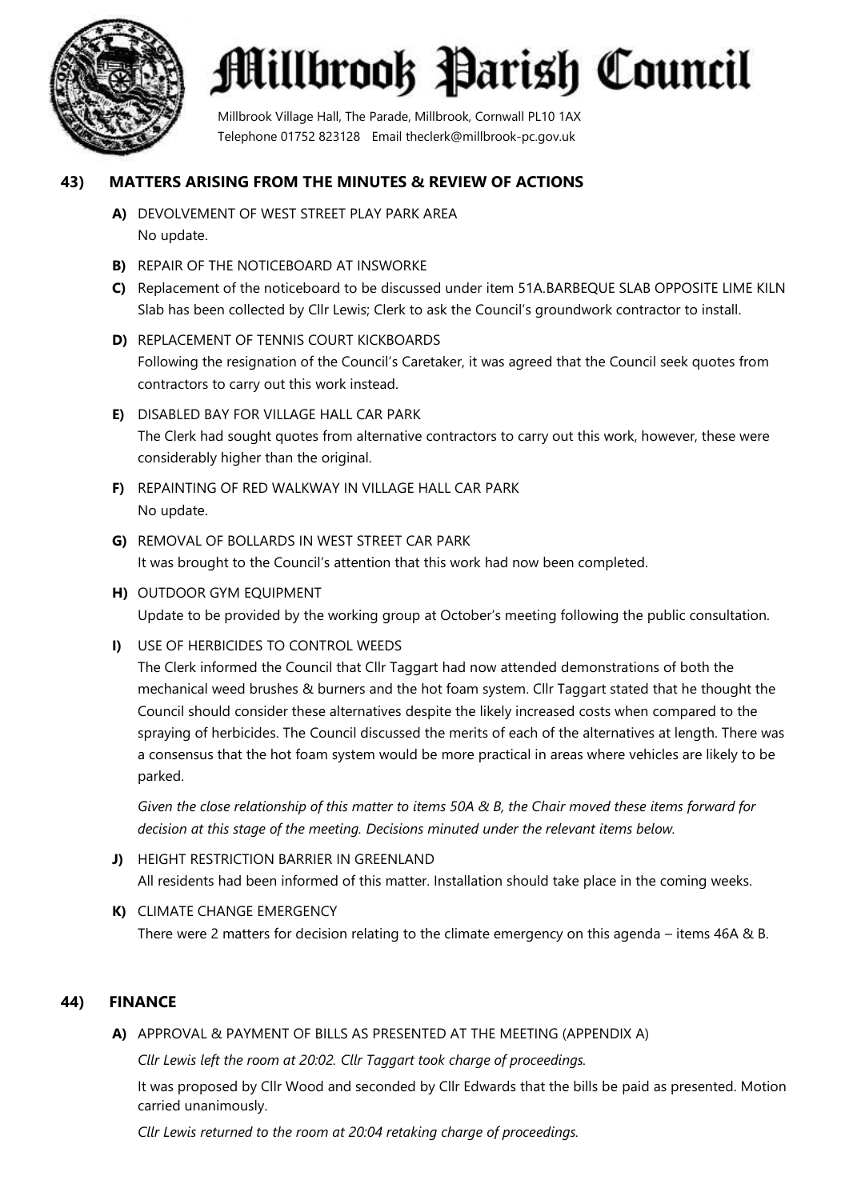## 43) MATTERS ARISING FROM THE MINUTES & REVIEW OF ACTIONS

**A)** DEVOLVEMENT OF WEST STREET PLAY PARK AREA
No update.

**B)** REPAIR OF THE NOTICEBOARD AT INSWORKE

**C)** Replacement of the noticeboard to be discussed under item 51A.BARBEQUE SLAB OPPOSITE LIME KILN
Slab has been collected by Cllr Lewis; Clerk to ask the Council's groundwork contractor to install.

**D)** REPLACEMENT OF TENNIS COURT KICKBOARDS
Following the resignation of the Council's Caretaker, it was agreed that the Council seek quotes from contractors to carry out this work instead.

**E)** DISABLED BAY FOR VILLAGE HALL CAR PARK
The Clerk had sought quotes from alternative contractors to carry out this work, however, these were considerably higher than the original.

**F)** REPAINTING OF RED WALKWAY IN VILLAGE HALL CAR PARK
No update.

**G)** REMOVAL OF BOLLARDS IN WEST STREET CAR PARK
It was brought to the Council's attention that this work had now been completed.

**H)** OUTDOOR GYM EQUIPMENT
Update to be provided by the working group at October's meeting following the public consultation.

**I)** USE OF HERBICIDES TO CONTROL WEEDS
The Clerk informed the Council that Cllr Taggart had now attended demonstrations of both the mechanical weed brushes & burners and the hot foam system. Cllr Taggart stated that he thought the Council should consider these alternatives despite the likely increased costs when compared to the spraying of herbicides. The Council discussed the merits of each of the alternatives at length. There was a consensus that the hot foam system would be more practical in areas where vehicles are likely to be parked.

*Given the close relationship of this matter to items 50A & B, the Chair moved these items forward for decision at this stage of the meeting. Decisions minuted under the relevant items below.*

**J)** HEIGHT RESTRICTION BARRIER IN GREENLAND
All residents had been informed of this matter. Installation should take place in the coming weeks.

**K)** CLIMATE CHANGE EMERGENCY
There were 2 matters for decision relating to the climate emergency on this agenda – items 46A & B.

## 44) FINANCE

**A)** APPROVAL & PAYMENT OF BILLS AS PRESENTED AT THE MEETING (APPENDIX A)

*Cllr Lewis left the room at 20:02. Cllr Taggart took charge of proceedings.*

It was proposed by Cllr Wood and seconded by Cllr Edwards that the bills be paid as presented. Motion carried unanimously.

*Cllr Lewis returned to the room at 20:04 retaking charge of proceedings.*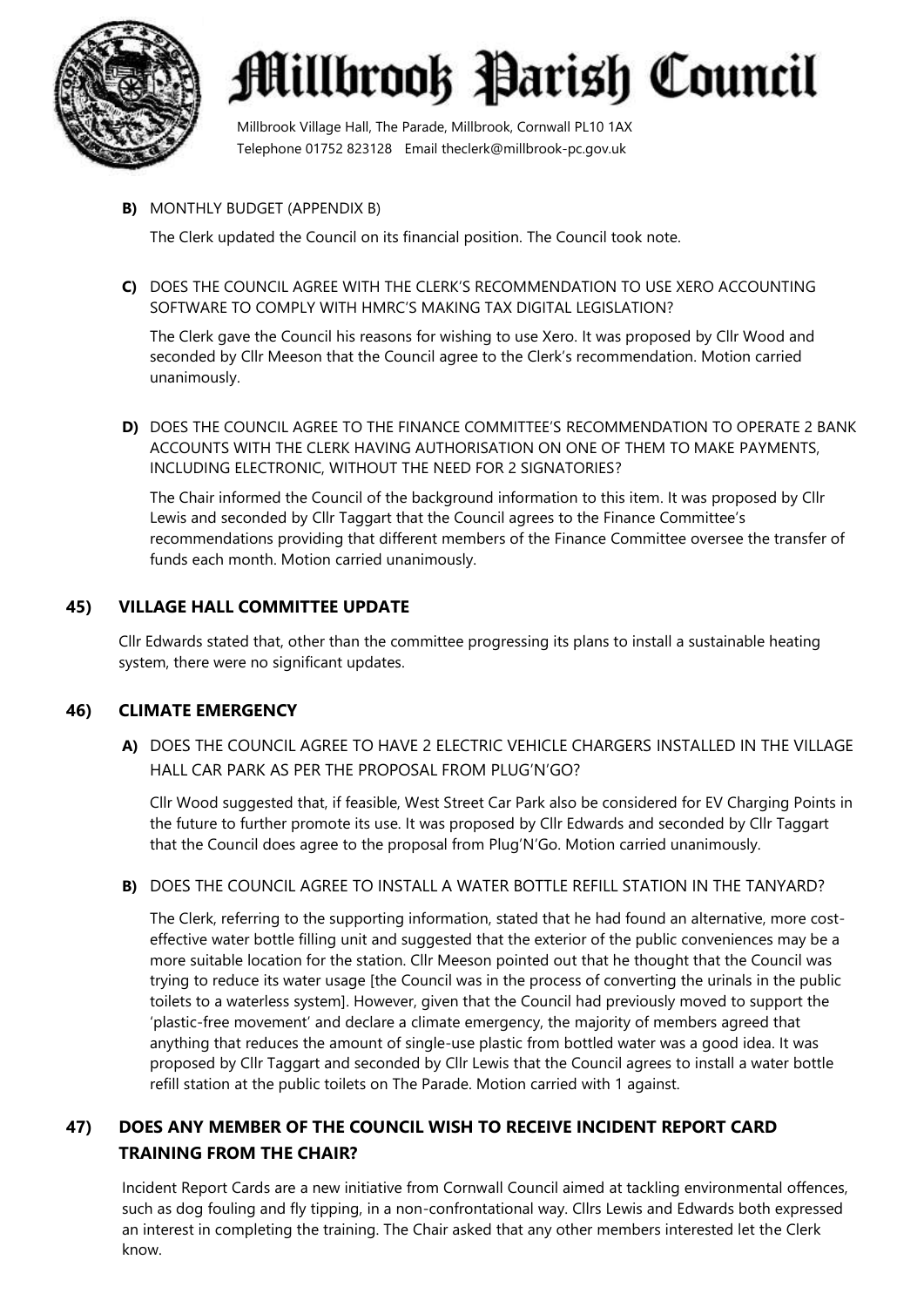**B)** MONTHLY BUDGET (APPENDIX B)

The Clerk updated the Council on its financial position. The Council took note.

**C)** DOES THE COUNCIL AGREE WITH THE CLERK'S RECOMMENDATION TO USE XERO ACCOUNTING SOFTWARE TO COMPLY WITH HMRC'S MAKING TAX DIGITAL LEGISLATION?

The Clerk gave the Council his reasons for wishing to use Xero. It was proposed by Cllr Wood and seconded by Cllr Meeson that the Council agree to the Clerk's recommendation. Motion carried unanimously.

**D)** DOES THE COUNCIL AGREE TO THE FINANCE COMMITTEE'S RECOMMENDATION TO OPERATE 2 BANK ACCOUNTS WITH THE CLERK HAVING AUTHORISATION ON ONE OF THEM TO MAKE PAYMENTS, INCLUDING ELECTRONIC, WITHOUT THE NEED FOR 2 SIGNATORIES?

The Chair informed the Council of the background information to this item. It was proposed by Cllr Lewis and seconded by Cllr Taggart that the Council agrees to the Finance Committee's recommendations providing that different members of the Finance Committee oversee the transfer of funds each month. Motion carried unanimously.

## 45) VILLAGE HALL COMMITTEE UPDATE

Cllr Edwards stated that, other than the committee progressing its plans to install a sustainable heating system, there were no significant updates.

## 46) CLIMATE EMERGENCY

**A)** DOES THE COUNCIL AGREE TO HAVE 2 ELECTRIC VEHICLE CHARGERS INSTALLED IN THE VILLAGE HALL CAR PARK AS PER THE PROPOSAL FROM PLUG'N'GO?

Cllr Wood suggested that, if feasible, West Street Car Park also be considered for EV Charging Points in the future to further promote its use. It was proposed by Cllr Edwards and seconded by Cllr Taggart that the Council does agree to the proposal from Plug'N'Go. Motion carried unanimously.

**B)** DOES THE COUNCIL AGREE TO INSTALL A WATER BOTTLE REFILL STATION IN THE TANYARD?

The Clerk, referring to the supporting information, stated that he had found an alternative, more cost-effective water bottle filling unit and suggested that the exterior of the public conveniences may be a more suitable location for the station. Cllr Meeson pointed out that he thought that the Council was trying to reduce its water usage [the Council was in the process of converting the urinals in the public toilets to a waterless system]. However, given that the Council had previously moved to support the 'plastic-free movement' and declare a climate emergency, the majority of members agreed that anything that reduces the amount of single-use plastic from bottled water was a good idea. It was proposed by Cllr Taggart and seconded by Cllr Lewis that the Council agrees to install a water bottle refill station at the public toilets on The Parade. Motion carried with 1 against.

## 47) DOES ANY MEMBER OF THE COUNCIL WISH TO RECEIVE INCIDENT REPORT CARD TRAINING FROM THE CHAIR?

Incident Report Cards are a new initiative from Cornwall Council aimed at tackling environmental offences, such as dog fouling and fly tipping, in a non-confrontational way. Cllrs Lewis and Edwards both expressed an interest in completing the training. The Chair asked that any other members interested let the Clerk know.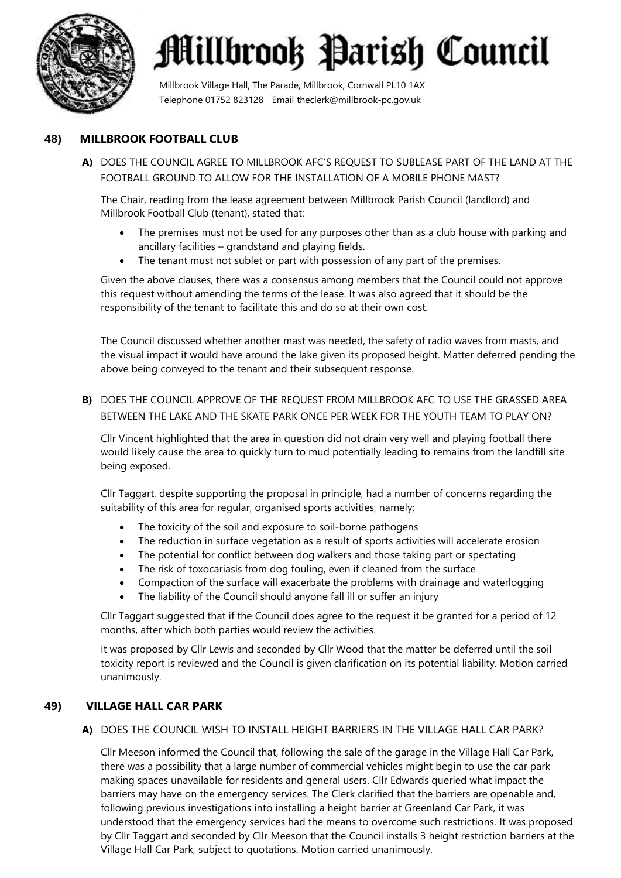# Millbrook Parish Council

Millbrook Village Hall, The Parade, Millbrook, Cornwall PL10 1AX
Telephone 01752 823128 Email theclerk@millbrook-pc.gov.uk

## 48) MILLBROOK FOOTBALL CLUB

**A)** DOES THE COUNCIL AGREE TO MILLBROOK AFC'S REQUEST TO SUBLEASE PART OF THE LAND AT THE FOOTBALL GROUND TO ALLOW FOR THE INSTALLATION OF A MOBILE PHONE MAST?

The Chair, reading from the lease agreement between Millbrook Parish Council (landlord) and Millbrook Football Club (tenant), stated that:

- The premises must not be used for any purposes other than as a club house with parking and ancillary facilities – grandstand and playing fields.
- The tenant must not sublet or part with possession of any part of the premises.

Given the above clauses, there was a consensus among members that the Council could not approve this request without amending the terms of the lease. It was also agreed that it should be the responsibility of the tenant to facilitate this and do so at their own cost.

The Council discussed whether another mast was needed, the safety of radio waves from masts, and the visual impact it would have around the lake given its proposed height. Matter deferred pending the above being conveyed to the tenant and their subsequent response.

**B)** DOES THE COUNCIL APPROVE OF THE REQUEST FROM MILLBROOK AFC TO USE THE GRASSED AREA BETWEEN THE LAKE AND THE SKATE PARK ONCE PER WEEK FOR THE YOUTH TEAM TO PLAY ON?

Cllr Vincent highlighted that the area in question did not drain very well and playing football there would likely cause the area to quickly turn to mud potentially leading to remains from the landfill site being exposed.

Cllr Taggart, despite supporting the proposal in principle, had a number of concerns regarding the suitability of this area for regular, organised sports activities, namely:

- The toxicity of the soil and exposure to soil-borne pathogens
- The reduction in surface vegetation as a result of sports activities will accelerate erosion
- The potential for conflict between dog walkers and those taking part or spectating
- The risk of toxocariasis from dog fouling, even if cleaned from the surface
- Compaction of the surface will exacerbate the problems with drainage and waterlogging
- The liability of the Council should anyone fall ill or suffer an injury

Cllr Taggart suggested that if the Council does agree to the request it be granted for a period of 12 months, after which both parties would review the activities.

It was proposed by Cllr Lewis and seconded by Cllr Wood that the matter be deferred until the soil toxicity report is reviewed and the Council is given clarification on its potential liability. Motion carried unanimously.

## 49) VILLAGE HALL CAR PARK

**A)** DOES THE COUNCIL WISH TO INSTALL HEIGHT BARRIERS IN THE VILLAGE HALL CAR PARK?

Cllr Meeson informed the Council that, following the sale of the garage in the Village Hall Car Park, there was a possibility that a large number of commercial vehicles might begin to use the car park making spaces unavailable for residents and general users. Cllr Edwards queried what impact the barriers may have on the emergency services. The Clerk clarified that the barriers are openable and, following previous investigations into installing a height barrier at Greenland Car Park, it was understood that the emergency services had the means to overcome such restrictions. It was proposed by Cllr Taggart and seconded by Cllr Meeson that the Council installs 3 height restriction barriers at the Village Hall Car Park, subject to quotations. Motion carried unanimously.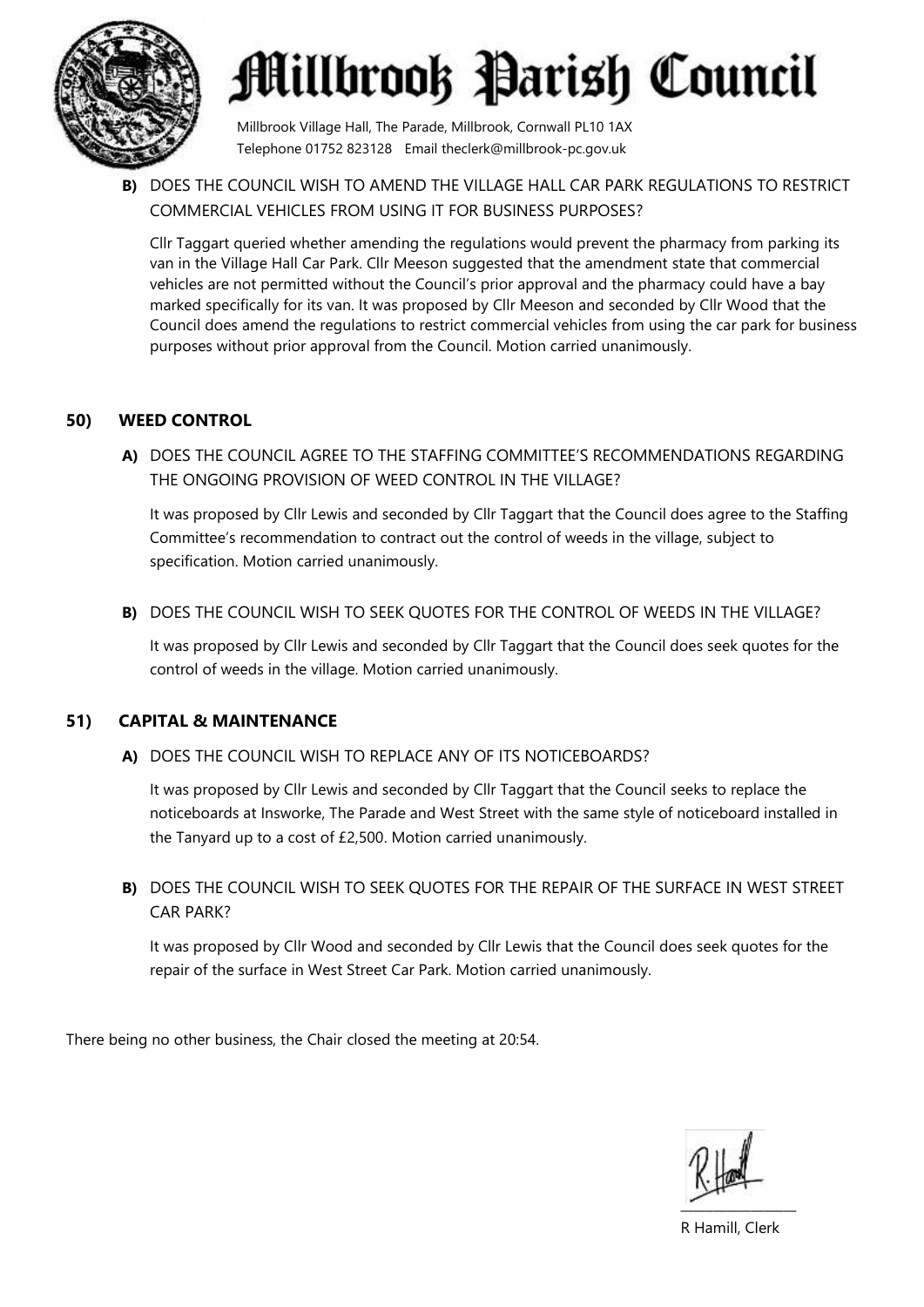**B)** DOES THE COUNCIL WISH TO AMEND THE VILLAGE HALL CAR PARK REGULATIONS TO RESTRICT COMMERCIAL VEHICLES FROM USING IT FOR BUSINESS PURPOSES?

Cllr Taggart queried whether amending the regulations would prevent the pharmacy from parking its van in the Village Hall Car Park. Cllr Meeson suggested that the amendment state that commercial vehicles are not permitted without the Council's prior approval and the pharmacy could have a bay marked specifically for its van. It was proposed by Cllr Meeson and seconded by Cllr Wood that the Council does amend the regulations to restrict commercial vehicles from using the car park for business purposes without prior approval from the Council. Motion carried unanimously.

## 50) WEED CONTROL

**A)** DOES THE COUNCIL AGREE TO THE STAFFING COMMITTEE'S RECOMMENDATIONS REGARDING THE ONGOING PROVISION OF WEED CONTROL IN THE VILLAGE?

It was proposed by Cllr Lewis and seconded by Cllr Taggart that the Council does agree to the Staffing Committee's recommendation to contract out the control of weeds in the village, subject to specification. Motion carried unanimously.

**B)** DOES THE COUNCIL WISH TO SEEK QUOTES FOR THE CONTROL OF WEEDS IN THE VILLAGE?

It was proposed by Cllr Lewis and seconded by Cllr Taggart that the Council does seek quotes for the control of weeds in the village. Motion carried unanimously.

## 51) CAPITAL & MAINTENANCE

**A)** DOES THE COUNCIL WISH TO REPLACE ANY OF ITS NOTICEBOARDS?

It was proposed by Cllr Lewis and seconded by Cllr Taggart that the Council seeks to replace the noticeboards at Insworke, The Parade and West Street with the same style of noticeboard installed in the Tanyard up to a cost of £2,500. Motion carried unanimously.

**B)** DOES THE COUNCIL WISH TO SEEK QUOTES FOR THE REPAIR OF THE SURFACE IN WEST STREET CAR PARK?

It was proposed by Cllr Wood and seconded by Cllr Lewis that the Council does seek quotes for the repair of the surface in West Street Car Park. Motion carried unanimously.

There being no other business, the Chair closed the meeting at 20:54.

R Hamill, Clerk